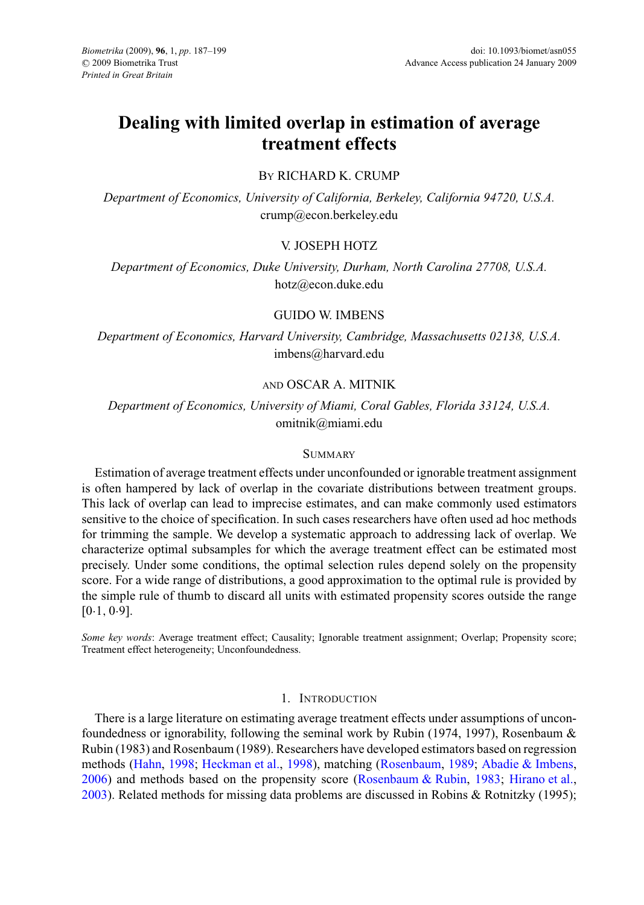# Dealing with limited overlap in estimation of average treatment effects

By RICHARD K. CRUMP

*Department of Economics, University of California, Berkeley, California 94720, U.S.A.*
crump@econ.berkeley.edu

V. JOSEPH HOTZ

*Department of Economics, Duke University, Durham, North Carolina 27708, U.S.A.*
hotz@econ.duke.edu

GUIDO W. IMBENS

*Department of Economics, Harvard University, Cambridge, Massachusetts 02138, U.S.A.*
imbens@harvard.edu

AND OSCAR A. MITNIK

*Department of Economics, University of Miami, Coral Gables, Florida 33124, U.S.A.*
omitnik@miami.edu

## Summary

Estimation of average treatment effects under unconfounded or ignorable treatment assignment is often hampered by lack of overlap in the covariate distributions between treatment groups. This lack of overlap can lead to imprecise estimates, and can make commonly used estimators sensitive to the choice of specification. In such cases researchers have often used ad hoc methods for trimming the sample. We develop a systematic approach to addressing lack of overlap. We characterize optimal subsamples for which the average treatment effect can be estimated most precisely. Under some conditions, the optimal selection rules depend solely on the propensity score. For a wide range of distributions, a good approximation to the optimal rule is provided by the simple rule of thumb to discard all units with estimated propensity scores outside the range [0·1, 0·9].

*Some key words*: Average treatment effect; Causality; Ignorable treatment assignment; Overlap; Propensity score; Treatment effect heterogeneity; Unconfoundedness.

## 1. Introduction

There is a large literature on estimating average treatment effects under assumptions of unconfoundedness or ignorability, following the seminal work by Rubin (1974, 1997), Rosenbaum & Rubin (1983) and Rosenbaum (1989). Researchers have developed estimators based on regression methods (Hahn, 1998; Heckman et al., 1998), matching (Rosenbaum, 1989; Abadie & Imbens, 2006) and methods based on the propensity score (Rosenbaum & Rubin, 1983; Hirano et al., 2003). Related methods for missing data problems are discussed in Robins & Rotnitzky (1995);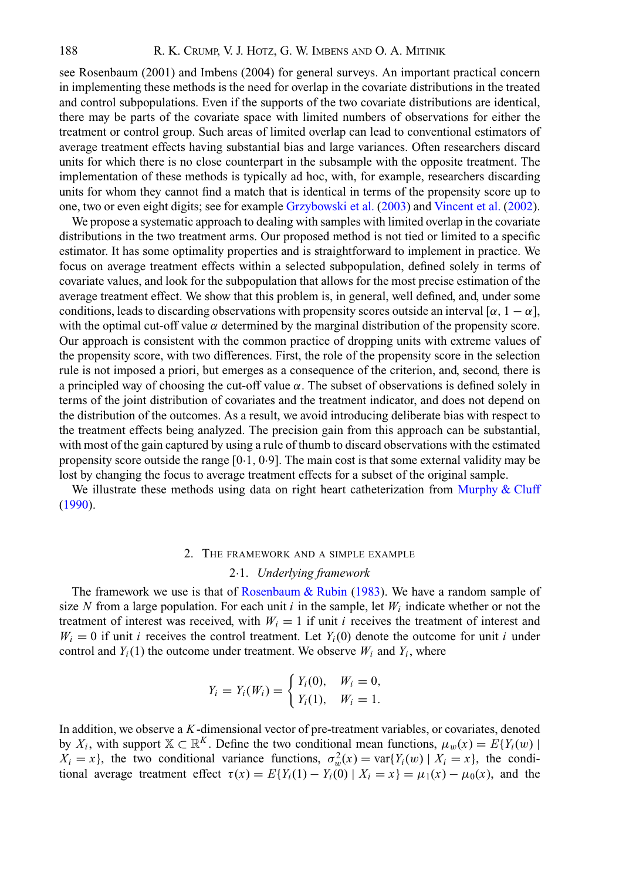see Rosenbaum (2001) and Imbens (2004) for general surveys. An important practical concern in implementing these methods is the need for overlap in the covariate distributions in the treated and control subpopulations. Even if the supports of the two covariate distributions are identical, there may be parts of the covariate space with limited numbers of observations for either the treatment or control group. Such areas of limited overlap can lead to conventional estimators of average treatment effects having substantial bias and large variances. Often researchers discard units for which there is no close counterpart in the subsample with the opposite treatment. The implementation of these methods is typically ad hoc, with, for example, researchers discarding units for whom they cannot find a match that is identical in terms of the propensity score up to one, two or even eight digits; see for example Grzybowski et al. (2003) and Vincent et al. (2002).

We propose a systematic approach to dealing with samples with limited overlap in the covariate distributions in the two treatment arms. Our proposed method is not tied or limited to a specific estimator. It has some optimality properties and is straightforward to implement in practice. We focus on average treatment effects within a selected subpopulation, defined solely in terms of covariate values, and look for the subpopulation that allows for the most precise estimation of the average treatment effect. We show that this problem is, in general, well defined, and, under some conditions, leads to discarding observations with propensity scores outside an interval $[\alpha, 1-\alpha]$, with the optimal cut-off value $\alpha$ determined by the marginal distribution of the propensity score. Our approach is consistent with the common practice of dropping units with extreme values of the propensity score, with two differences. First, the role of the propensity score in the selection rule is not imposed a priori, but emerges as a consequence of the criterion, and, second, there is a principled way of choosing the cut-off value $\alpha$. The subset of observations is defined solely in terms of the joint distribution of covariates and the treatment indicator, and does not depend on the distribution of the outcomes. As a result, we avoid introducing deliberate bias with respect to the treatment effects being analyzed. The precision gain from this approach can be substantial, with most of the gain captured by using a rule of thumb to discard observations with the estimated propensity score outside the range $[0{\cdot}1, 0{\cdot}9]$. The main cost is that some external validity may be lost by changing the focus to average treatment effects for a subset of the original sample.

We illustrate these methods using data on right heart catheterization from Murphy & Cluff (1990).

## 2. The framework and a simple example

### 2·1. *Underlying framework*

The framework we use is that of Rosenbaum & Rubin (1983). We have a random sample of size $N$ from a large population. For each unit $i$ in the sample, let $W_i$ indicate whether or not the treatment of interest was received, with $W_i = 1$ if unit $i$ receives the treatment of interest and $W_i = 0$ if unit $i$ receives the control treatment. Let $Y_i(0)$ denote the outcome for unit $i$ under control and $Y_i(1)$ the outcome under treatment. We observe $W_i$ and $Y_i$, where

$$Y_i = Y_i(W_i) = \begin{cases} Y_i(0), & W_i = 0, \\ Y_i(1), & W_i = 1. \end{cases}$$

In addition, we observe a $K$-dimensional vector of pre-treatment variables, or covariates, denoted by $X_i$, with support $\mathbb{X} \subset \mathbb{R}^K$. Define the two conditional mean functions, $\mu_w(x) = E\{Y_i(w) \mid X_i = x\}$, the two conditional variance functions, $\sigma_w^2(x) = \mathrm{var}\{Y_i(w) \mid X_i = x\}$, the conditional average treatment effect $\tau(x) = E\{Y_i(1) - Y_i(0) \mid X_i = x\} = \mu_1(x) - \mu_0(x)$, and the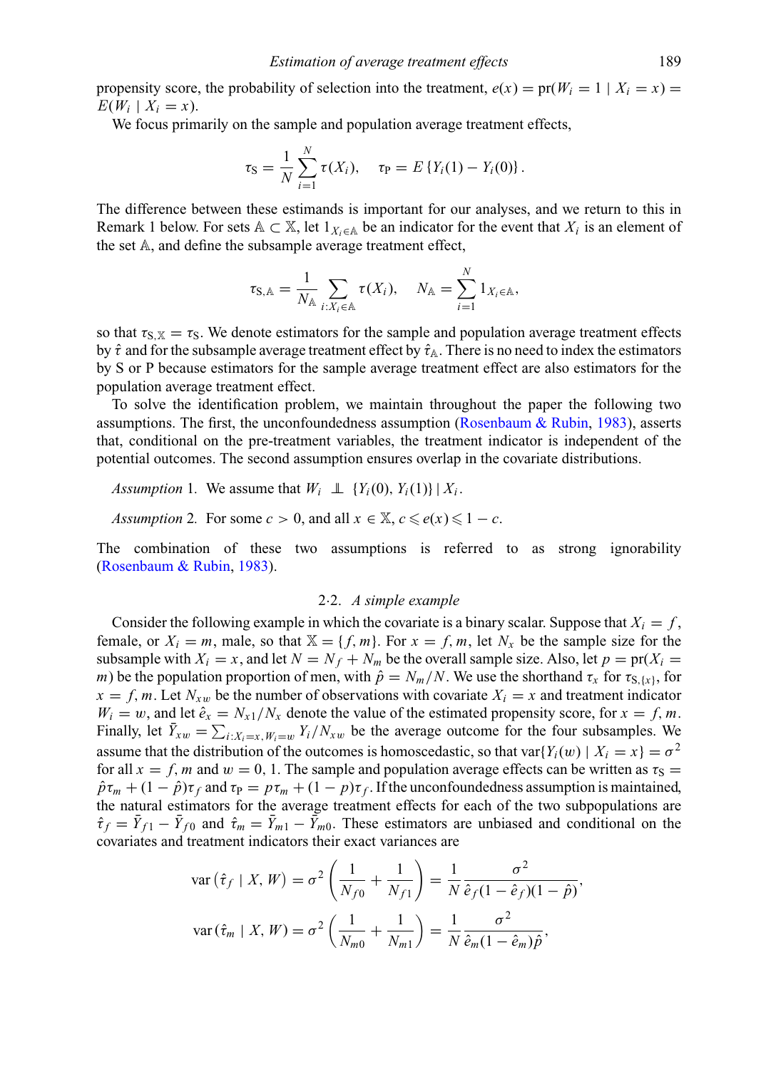propensity score, the probability of selection into the treatment, $e(x) = \text{pr}(W_i = 1 \mid X_i = x) = E(W_i \mid X_i = x)$.

We focus primarily on the sample and population average treatment effects,

$$\tau_{\text{S}} = \frac{1}{N}\sum_{i=1}^{N} \tau(X_i), \quad \tau_{\text{P}} = E\{Y_i(1) - Y_i(0)\}.$$

The difference between these estimands is important for our analyses, and we return to this in Remark 1 below. For sets $\mathbb{A} \subset \mathbb{X}$, let $1_{X_i \in \mathbb{A}}$ be an indicator for the event that $X_i$ is an element of the set $\mathbb{A}$, and define the subsample average treatment effect,

$$\tau_{\text{S},\mathbb{A}} = \frac{1}{N_{\mathbb{A}}}\sum_{i:X_i \in \mathbb{A}} \tau(X_i), \quad N_{\mathbb{A}} = \sum_{i=1}^{N} 1_{X_i \in \mathbb{A}},$$

so that $\tau_{\text{S},\mathbb{X}} = \tau_{\text{S}}$. We denote estimators for the sample and population average treatment effects by $\hat{\tau}$ and for the subsample average treatment effect by $\hat{\tau}_{\mathbb{A}}$. There is no need to index the estimators by S or P because estimators for the sample average treatment effect are also estimators for the population average treatment effect.

To solve the identification problem, we maintain throughout the paper the following two assumptions. The first, the unconfoundedness assumption (Rosenbaum & Rubin, 1983), asserts that, conditional on the pre-treatment variables, the treatment indicator is independent of the potential outcomes. The second assumption ensures overlap in the covariate distributions.

*Assumption* 1. We assume that $W_i \perp\!\!\!\perp \{Y_i(0), Y_i(1)\} \mid X_i$.

*Assumption* 2. For some $c > 0$, and all $x \in \mathbb{X}$, $c \leqslant e(x) \leqslant 1 - c$.

The combination of these two assumptions is referred to as strong ignorability (Rosenbaum & Rubin, 1983).

### 2·2. *A simple example*

Consider the following example in which the covariate is a binary scalar. Suppose that $X_i = f$, female, or $X_i = m$, male, so that $\mathbb{X} = \{f, m\}$. For $x = f, m$, let $N_x$ be the sample size for the subsample with $X_i = x$, and let $N = N_f + N_m$ be the overall sample size. Also, let $p = \text{pr}(X_i = m)$ be the population proportion of men, with $\hat{p} = N_m/N$. We use the shorthand $\tau_x$ for $\tau_{\text{S},\{x\}}$, for $x = f, m$. Let $N_{xw}$ be the number of observations with covariate $X_i = x$ and treatment indicator $W_i = w$, and let $\hat{e}_x = N_{x1}/N_x$ denote the value of the estimated propensity score, for $x = f, m$. Finally, let $\bar{Y}_{xw} = \sum_{i:X_i = x, W_i = w} Y_i / N_{xw}$ be the average outcome for the four subsamples. We assume that the distribution of the outcomes is homoscedastic, so that $\text{var}\{Y_i(w) \mid X_i = x\} = \sigma^2$ for all $x = f, m$ and $w = 0, 1$. The sample and population average effects can be written as $\tau_{\text{S}} = \hat{p}\tau_m + (1 - \hat{p})\tau_f$ and $\tau_{\text{P}} = p\tau_m + (1 - p)\tau_f$. If the unconfoundedness assumption is maintained, the natural estimators for the average treatment effects for each of the two subpopulations are $\hat{\tau}_f = \bar{Y}_{f1} - \bar{Y}_{f0}$ and $\hat{\tau}_m = \bar{Y}_{m1} - \bar{Y}_{m0}$. These estimators are unbiased and conditional on the covariates and treatment indicators their exact variances are

$$\text{var}\left(\hat{\tau}_f \mid X, W\right) = \sigma^2\left(\frac{1}{N_{f0}} + \frac{1}{N_{f1}}\right) = \frac{1}{N}\frac{\sigma^2}{\hat{e}_f(1 - \hat{e}_f)(1 - \hat{p})},$$

$$\text{var}\left(\hat{\tau}_m \mid X, W\right) = \sigma^2\left(\frac{1}{N_{m0}} + \frac{1}{N_{m1}}\right) = \frac{1}{N}\frac{\sigma^2}{\hat{e}_m(1 - \hat{e}_m)\hat{p}},$$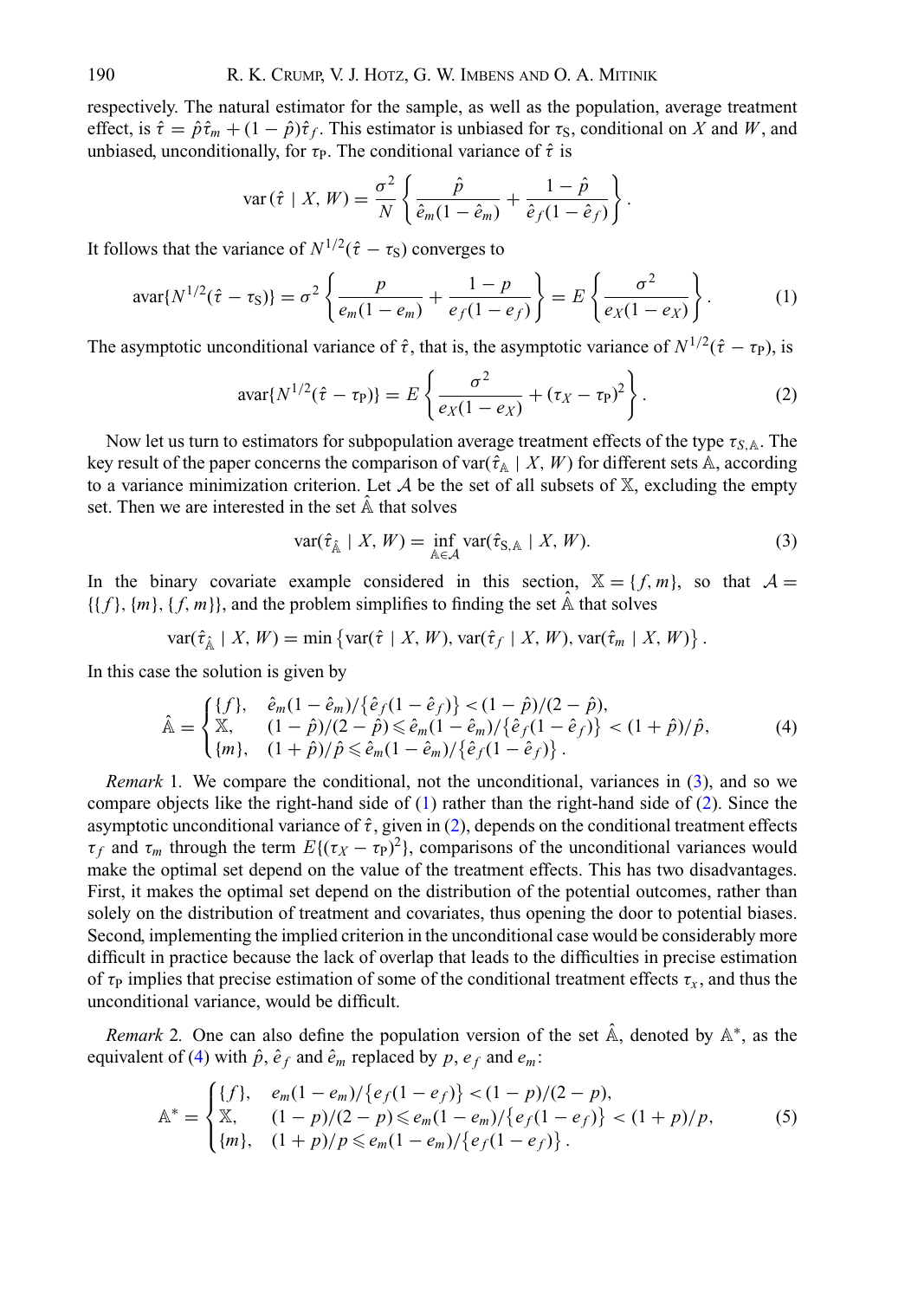respectively. The natural estimator for the sample, as well as the population, average treatment effect, is $\hat{\tau} = \hat{p}\hat{\tau}_m + (1 - \hat{p})\hat{\tau}_f$. This estimator is unbiased for $\tau_{\rm S}$, conditional on $X$ and $W$, and unbiased, unconditionally, for $\tau_{\rm P}$. The conditional variance of $\hat{\tau}$ is

$$\text{var}(\hat{\tau} \mid X, W) = \frac{\sigma^2}{N}\left\{\frac{\hat{p}}{\hat{e}_m(1 - \hat{e}_m)} + \frac{1 - \hat{p}}{\hat{e}_f(1 - \hat{e}_f)}\right\}.$$

It follows that the variance of $N^{1/2}(\hat{\tau} - \tau_{\rm S})$ converges to

$$\text{avar}\{N^{1/2}(\hat{\tau} - \tau_{\rm S})\} = \sigma^2\left\{\frac{p}{e_m(1 - e_m)} + \frac{1 - p}{e_f(1 - e_f)}\right\} = E\left\{\frac{\sigma^2}{e_X(1 - e_X)}\right\}. \tag{1}$$

The asymptotic unconditional variance of $\hat{\tau}$, that is, the asymptotic variance of $N^{1/2}(\hat{\tau} - \tau_{\rm P})$, is

$$\text{avar}\{N^{1/2}(\hat{\tau} - \tau_{\rm P})\} = E\left\{\frac{\sigma^2}{e_X(1 - e_X)} + (\tau_X - \tau_{\rm P})^2\right\}. \tag{2}$$

Now let us turn to estimators for subpopulation average treatment effects of the type $\tau_{S,\mathbb{A}}$. The key result of the paper concerns the comparison of $\text{var}(\hat{\tau}_{\mathbb{A}} \mid X, W)$ for different sets $\mathbb{A}$, according to a variance minimization criterion. Let $\mathcal{A}$ be the set of all subsets of $\mathbb{X}$, excluding the empty set. Then we are interested in the set $\hat{\mathbb{A}}$ that solves

$$\text{var}(\hat{\tau}_{\hat{\mathbb{A}}} \mid X, W) = \inf_{\mathbb{A} \in \mathcal{A}} \text{var}(\hat{\tau}_{\text{S},\mathbb{A}} \mid X, W). \tag{3}$$

In the binary covariate example considered in this section, $\mathbb{X} = \{f, m\}$, so that $\mathcal{A} = \{\{f\}, \{m\}, \{f, m\}\}$, and the problem simplifies to finding the set $\hat{\mathbb{A}}$ that solves

$$\text{var}(\hat{\tau}_{\hat{\mathbb{A}}} \mid X, W) = \min\left\{\text{var}(\hat{\tau} \mid X, W), \text{var}(\hat{\tau}_f \mid X, W), \text{var}(\hat{\tau}_m \mid X, W)\right\}.$$

In this case the solution is given by

$$\hat{\mathbb{A}} = \begin{cases} \{f\}, & \hat{e}_m(1 - \hat{e}_m)/\{\hat{e}_f(1 - \hat{e}_f)\} < (1 - \hat{p})/(2 - \hat{p}), \\ \mathbb{X}, & (1 - \hat{p})/(2 - \hat{p}) \leqslant \hat{e}_m(1 - \hat{e}_m)/\{\hat{e}_f(1 - \hat{e}_f)\} < (1 + \hat{p})/\hat{p}, \\ \{m\}, & (1 + \hat{p})/\hat{p} \leqslant \hat{e}_m(1 - \hat{e}_m)/\{\hat{e}_f(1 - \hat{e}_f)\}. \end{cases} \tag{4}$$

*Remark* 1. We compare the conditional, not the unconditional, variances in (3), and so we compare objects like the right-hand side of (1) rather than the right-hand side of (2). Since the asymptotic unconditional variance of $\hat{\tau}$, given in (2), depends on the conditional treatment effects $\tau_f$ and $\tau_m$ through the term $E\{(\tau_X - \tau_{\rm P})^2\}$, comparisons of the unconditional variances would make the optimal set depend on the value of the treatment effects. This has two disadvantages. First, it makes the optimal set depend on the distribution of the potential outcomes, rather than solely on the distribution of treatment and covariates, thus opening the door to potential biases. Second, implementing the implied criterion in the unconditional case would be considerably more difficult in practice because the lack of overlap that leads to the difficulties in precise estimation of $\tau_{\rm P}$ implies that precise estimation of some of the conditional treatment effects $\tau_x$, and thus the unconditional variance, would be difficult.

*Remark* 2. One can also define the population version of the set $\hat{\mathbb{A}}$, denoted by $\mathbb{A}^*$, as the equivalent of (4) with $\hat{p}$, $\hat{e}_f$ and $\hat{e}_m$ replaced by $p$, $e_f$ and $e_m$:

$$\mathbb{A}^* = \begin{cases} \{f\}, & e_m(1 - e_m)/\{e_f(1 - e_f)\} < (1 - p)/(2 - p), \\ \mathbb{X}, & (1 - p)/(2 - p) \leqslant e_m(1 - e_m)/\{e_f(1 - e_f)\} < (1 + p)/p, \\ \{m\}, & (1 + p)/p \leqslant e_m(1 - e_m)/\{e_f(1 - e_f)\}. \end{cases} \tag{5}$$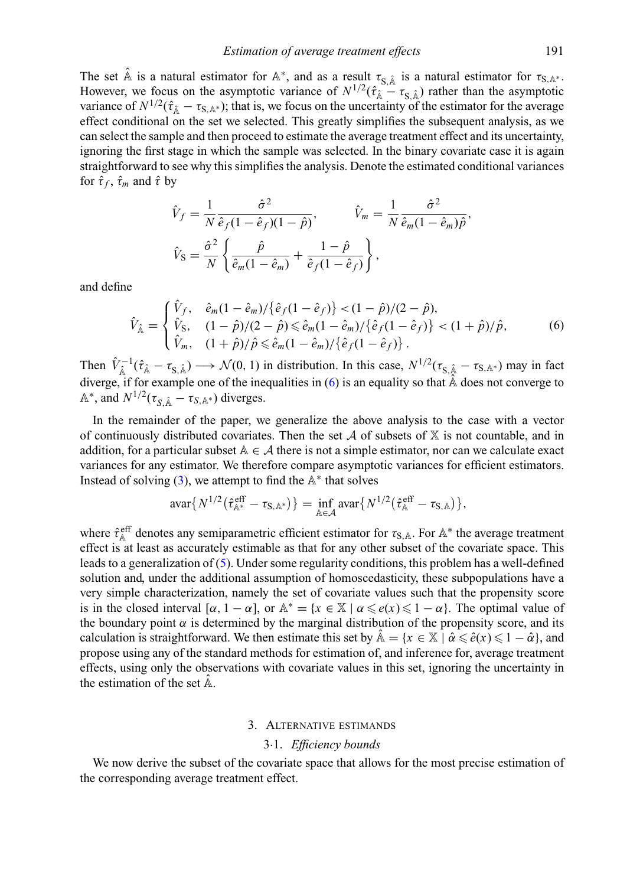The set $\hat{\mathbb{A}}$ is a natural estimator for $\mathbb{A}^*$, and as a result $\tau_{\mathrm{S},\hat{\mathbb{A}}}$ is a natural estimator for $\tau_{\mathrm{S},\mathbb{A}^*}$. However, we focus on the asymptotic variance of $N^{1/2}(\hat{\tau}_{\hat{\mathbb{A}}} - \tau_{\mathrm{S},\hat{\mathbb{A}}})$ rather than the asymptotic variance of $N^{1/2}(\hat{\tau}_{\hat{\mathbb{A}}} - \tau_{\mathrm{S},\mathbb{A}^*})$; that is, we focus on the uncertainty of the estimator for the average effect conditional on the set we selected. This greatly simplifies the subsequent analysis, as we can select the sample and then proceed to estimate the average treatment effect and its uncertainty, ignoring the first stage in which the sample was selected. In the binary covariate case it is again straightforward to see why this simplifies the analysis. Denote the estimated conditional variances for $\hat{\tau}_f$, $\hat{\tau}_m$ and $\hat{\tau}$ by

$$\hat{V}_f = \frac{1}{N}\frac{\hat{\sigma}^2}{\hat{e}_f(1-\hat{e}_f)(1-\hat{p})}, \qquad \hat{V}_m = \frac{1}{N}\frac{\hat{\sigma}^2}{\hat{e}_m(1-\hat{e}_m)\hat{p}},$$

$$\hat{V}_{\mathrm{S}} = \frac{\hat{\sigma}^2}{N}\left\{\frac{\hat{p}}{\hat{e}_m(1-\hat{e}_m)} + \frac{1-\hat{p}}{\hat{e}_f(1-\hat{e}_f)}\right\},$$

and define

$$\hat{V}_{\hat{\mathbb{A}}} = \begin{cases} \hat{V}_f, & \hat{e}_m(1-\hat{e}_m)/\{\hat{e}_f(1-\hat{e}_f)\} < (1-\hat{p})/(2-\hat{p}), \\ \hat{V}_{\mathrm{S}}, & (1-\hat{p})/(2-\hat{p}) \leqslant \hat{e}_m(1-\hat{e}_m)/\{\hat{e}_f(1-\hat{e}_f)\} < (1+\hat{p})/\hat{p}, \\ \hat{V}_m, & (1+\hat{p})/\hat{p} \leqslant \hat{e}_m(1-\hat{e}_m)/\{\hat{e}_f(1-\hat{e}_f)\}. \end{cases} \tag{6}$$

Then $\hat{V}_{\hat{\mathbb{A}}}^{-1}(\hat{\tau}_{\hat{\mathbb{A}}} - \tau_{\mathrm{S},\hat{\mathbb{A}}}) \longrightarrow \mathcal{N}(0,1)$ in distribution. In this case, $N^{1/2}(\tau_{\mathrm{S},\hat{\mathbb{A}}} - \tau_{\mathrm{S},\mathbb{A}^*})$ may in fact diverge, if for example one of the inequalities in (6) is an equality so that $\hat{\mathbb{A}}$ does not converge to $\mathbb{A}^*$, and $N^{1/2}(\tau_{S,\hat{\mathbb{A}}} - \tau_{S,\mathbb{A}^*})$ diverges.

In the remainder of the paper, we generalize the above analysis to the case with a vector of continuously distributed covariates. Then the set $\mathcal{A}$ of subsets of $\mathbb{X}$ is not countable, and in addition, for a particular subset $\mathbb{A} \in \mathcal{A}$ there is not a simple estimator, nor can we calculate exact variances for any estimator. We therefore compare asymptotic variances for efficient estimators. Instead of solving (3), we attempt to find the $\mathbb{A}^*$ that solves

$$\operatorname{avar}\{N^{1/2}(\hat{\tau}^{\mathrm{eff}}_{\mathbb{A}^*} - \tau_{\mathrm{S},\mathbb{A}^*})\} = \inf_{\mathbb{A}\in\mathcal{A}} \operatorname{avar}\{N^{1/2}(\hat{\tau}^{\mathrm{eff}}_{\mathbb{A}} - \tau_{\mathrm{S},\mathbb{A}})\},$$

where $\hat{\tau}^{\mathrm{eff}}_{\mathbb{A}}$ denotes any semiparametric efficient estimator for $\tau_{\mathrm{S},\mathbb{A}}$. For $\mathbb{A}^*$ the average treatment effect is at least as accurately estimable as that for any other subset of the covariate space. This leads to a generalization of (5). Under some regularity conditions, this problem has a well-defined solution and, under the additional assumption of homoscedasticity, these subpopulations have a very simple characterization, namely the set of covariate values such that the propensity score is in the closed interval $[\alpha, 1-\alpha]$, or $\mathbb{A}^* = \{x \in \mathbb{X} \mid \alpha \leqslant e(x) \leqslant 1-\alpha\}$. The optimal value of the boundary point $\alpha$ is determined by the marginal distribution of the propensity score, and its calculation is straightforward. We then estimate this set by $\hat{\mathbb{A}} = \{x \in \mathbb{X} \mid \hat{\alpha} \leqslant \hat{e}(x) \leqslant 1-\hat{\alpha}\}$, and propose using any of the standard methods for estimation of, and inference for, average treatment effects, using only the observations with covariate values in this set, ignoring the uncertainty in the estimation of the set $\hat{\mathbb{A}}$.

## 3. Alternative estimands

### 3·1. *Efficiency bounds*

We now derive the subset of the covariate space that allows for the most precise estimation of the corresponding average treatment effect.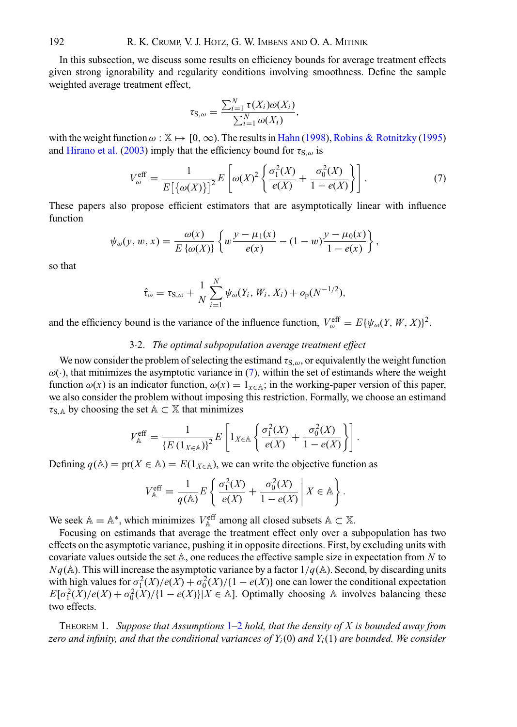In this subsection, we discuss some results on efficiency bounds for average treatment effects given strong ignorability and regularity conditions involving smoothness. Define the sample weighted average treatment effect,

$$\tau_{S,\omega} = \frac{\sum_{i=1}^{N} \tau(X_i)\omega(X_i)}{\sum_{i=1}^{N} \omega(X_i)},$$

with the weight function $\omega : \mathbb{X} \mapsto [0, \infty)$. The results in Hahn (1998), Robins & Rotnitzky (1995) and Hirano et al. (2003) imply that the efficiency bound for $\tau_{S,\omega}$ is

$$V_{\omega}^{\text{eff}} = \frac{1}{E\left[\{\omega(X)\}\right]^2} E\left[\omega(X)^2 \left\{\frac{\sigma_1^2(X)}{e(X)} + \frac{\sigma_0^2(X)}{1-e(X)}\right\}\right]. \tag{7}$$

These papers also propose efficient estimators that are asymptotically linear with influence function

$$\psi_{\omega}(y, w, x) = \frac{\omega(x)}{E\{\omega(X)\}} \left\{ w\frac{y-\mu_1(x)}{e(x)} - (1-w)\frac{y-\mu_0(x)}{1-e(x)} \right\},$$

so that

$$\hat{\tau}_{\omega} = \tau_{S,\omega} + \frac{1}{N}\sum_{i=1}^{N} \psi_{\omega}(Y_i, W_i, X_i) + o_p(N^{-1/2}),$$

and the efficiency bound is the variance of the influence function, $V_{\omega}^{\text{eff}} = E\{\psi_{\omega}(Y, W, X)\}^2$.

### 3·2. *The optimal subpopulation average treatment effect*

We now consider the problem of selecting the estimand $\tau_{S,\omega}$, or equivalently the weight function $\omega(\cdot)$, that minimizes the asymptotic variance in (7), within the set of estimands where the weight function $\omega(x)$ is an indicator function, $\omega(x) = 1_{x\in\mathbb{A}}$; in the working-paper version of this paper, we also consider the problem without imposing this restriction. Formally, we choose an estimand $\tau_{S,\mathbb{A}}$ by choosing the set $\mathbb{A} \subset \mathbb{X}$ that minimizes

$$V_{\mathbb{A}}^{\text{eff}} = \frac{1}{\{E\left(1_{X\in\mathbb{A}}\right)\}^2} E\left[1_{X\in\mathbb{A}} \left\{\frac{\sigma_1^2(X)}{e(X)} + \frac{\sigma_0^2(X)}{1-e(X)}\right\}\right].$$

Defining $q(\mathbb{A}) = \text{pr}(X \in \mathbb{A}) = E(1_{X\in\mathbb{A}})$, we can write the objective function as

$$V_{\mathbb{A}}^{\text{eff}} = \frac{1}{q(\mathbb{A})} E\left\{\frac{\sigma_1^2(X)}{e(X)} + \frac{\sigma_0^2(X)}{1-e(X)} \,\middle|\, X \in \mathbb{A}\right\}.$$

We seek $\mathbb{A} = \mathbb{A}^*$, which minimizes $V_{\mathbb{A}}^{\text{eff}}$ among all closed subsets $\mathbb{A} \subset \mathbb{X}$.

Focusing on estimands that average the treatment effect only over a subpopulation has two effects on the asymptotic variance, pushing it in opposite directions. First, by excluding units with covariate values outside the set $\mathbb{A}$, one reduces the effective sample size in expectation from $N$ to $Nq(\mathbb{A})$. This will increase the asymptotic variance by a factor $1/q(\mathbb{A})$. Second, by discarding units with high values for $\sigma_1^2(X)/e(X) + \sigma_0^2(X)/\{1 - e(X)\}$ one can lower the conditional expectation $E[\sigma_1^2(X)/e(X) + \sigma_0^2(X)/\{1 - e(X)\}|X \in \mathbb{A}]$. Optimally choosing $\mathbb{A}$ involves balancing these two effects.

THEOREM 1. *Suppose that Assumptions 1–2 hold, that the density of $X$ is bounded away from zero and infinity, and that the conditional variances of $Y_i(0)$ and $Y_i(1)$ are bounded. We consider*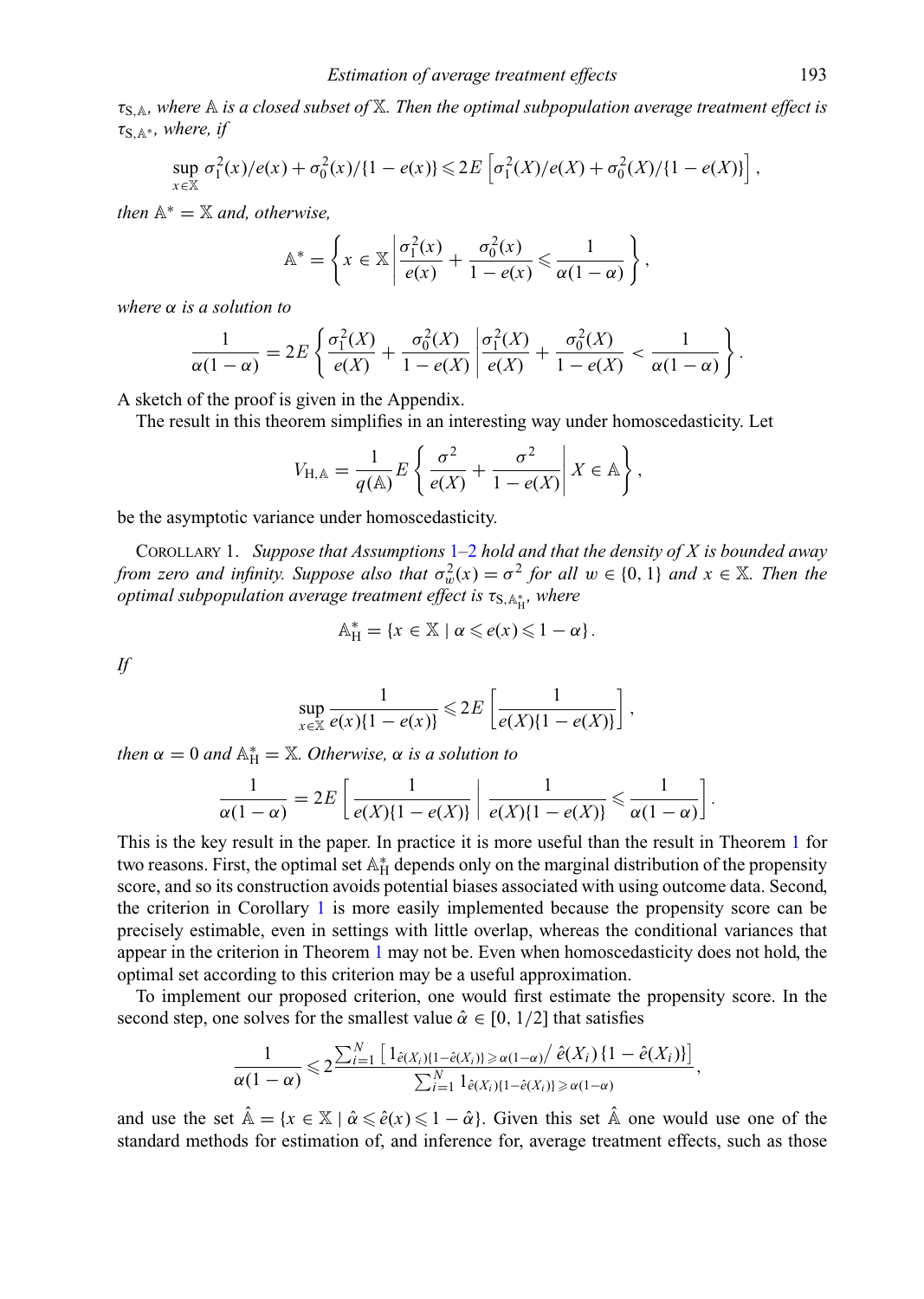$\tau_{\mathrm{S},\mathbb{A}}$, *where* $\mathbb{A}$ *is a closed subset of* $\mathbb{X}$. *Then the optimal subpopulation average treatment effect is* $\tau_{\mathrm{S},\mathbb{A}^*}$, *where, if*

$$\sup_{x\in\mathbb{X}} \sigma_1^2(x)/e(x) + \sigma_0^2(x)/\{1-e(x)\} \leqslant 2E\left[\sigma_1^2(X)/e(X) + \sigma_0^2(X)/\{1-e(X)\}\right],$$

*then* $\mathbb{A}^* = \mathbb{X}$ *and, otherwise,*

$$\mathbb{A}^* = \left\{ x \in \mathbb{X} \,\middle|\, \frac{\sigma_1^2(x)}{e(x)} + \frac{\sigma_0^2(x)}{1-e(x)} \leqslant \frac{1}{\alpha(1-\alpha)} \right\},$$

*where* $\alpha$ *is a solution to*

$$\frac{1}{\alpha(1-\alpha)} = 2E\left\{ \frac{\sigma_1^2(X)}{e(X)} + \frac{\sigma_0^2(X)}{1-e(X)} \,\middle|\, \frac{\sigma_1^2(X)}{e(X)} + \frac{\sigma_0^2(X)}{1-e(X)} < \frac{1}{\alpha(1-\alpha)} \right\}.$$

A sketch of the proof is given in the Appendix.

The result in this theorem simplifies in an interesting way under homoscedasticity. Let

$$V_{\mathrm{H},\mathbb{A}} = \frac{1}{q(\mathbb{A})} E\left\{ \frac{\sigma^2}{e(X)} + \frac{\sigma^2}{1-e(X)} \,\middle|\, X \in \mathbb{A} \right\},$$

be the asymptotic variance under homoscedasticity.

COROLLARY 1. *Suppose that Assumptions 1–2 hold and that the density of X is bounded away from zero and infinity. Suppose also that* $\sigma_w^2(x) = \sigma^2$ *for all* $w \in \{0, 1\}$ *and* $x \in \mathbb{X}$. *Then the optimal subpopulation average treatment effect is* $\tau_{\mathrm{S},\mathbb{A}_{\mathrm{H}}^*}$, *where*

$$\mathbb{A}_{\mathrm{H}}^* = \{x \in \mathbb{X} \mid \alpha \leqslant e(x) \leqslant 1-\alpha\}.$$

*If*

$$\sup_{x\in\mathbb{X}} \frac{1}{e(x)\{1-e(x)\}} \leqslant 2E\left[\frac{1}{e(X)\{1-e(X)\}}\right],$$

*then* $\alpha = 0$ *and* $\mathbb{A}_{\mathrm{H}}^* = \mathbb{X}$. *Otherwise,* $\alpha$ *is a solution to*

$$\frac{1}{\alpha(1-\alpha)} = 2E\left[ \frac{1}{e(X)\{1-e(X)\}} \,\middle|\, \frac{1}{e(X)\{1-e(X)\}} \leqslant \frac{1}{\alpha(1-\alpha)} \right].$$

This is the key result in the paper. In practice it is more useful than the result in Theorem 1 for two reasons. First, the optimal set $\mathbb{A}_{\mathrm{H}}^*$ depends only on the marginal distribution of the propensity score, and so its construction avoids potential biases associated with using outcome data. Second, the criterion in Corollary 1 is more easily implemented because the propensity score can be precisely estimable, even in settings with little overlap, whereas the conditional variances that appear in the criterion in Theorem 1 may not be. Even when homoscedasticity does not hold, the optimal set according to this criterion may be a useful approximation.

To implement our proposed criterion, one would first estimate the propensity score. In the second step, one solves for the smallest value $\hat{\alpha} \in [0, 1/2]$ that satisfies

$$\frac{1}{\alpha(1-\alpha)} \leqslant 2\frac{\sum_{i=1}^N \left[ 1_{\hat{e}(X_i)\{1-\hat{e}(X_i)\} \geqslant \alpha(1-\alpha)} / \hat{e}(X_i)\{1-\hat{e}(X_i)\} \right]}{\sum_{i=1}^N 1_{\hat{e}(X_i)\{1-\hat{e}(X_i)\} \geqslant \alpha(1-\alpha)}},$$

and use the set $\hat{\mathbb{A}} = \{x \in \mathbb{X} \mid \hat{\alpha} \leqslant \hat{e}(x) \leqslant 1-\hat{\alpha}\}$. Given this set $\hat{\mathbb{A}}$ one would use one of the standard methods for estimation of, and inference for, average treatment effects, such as those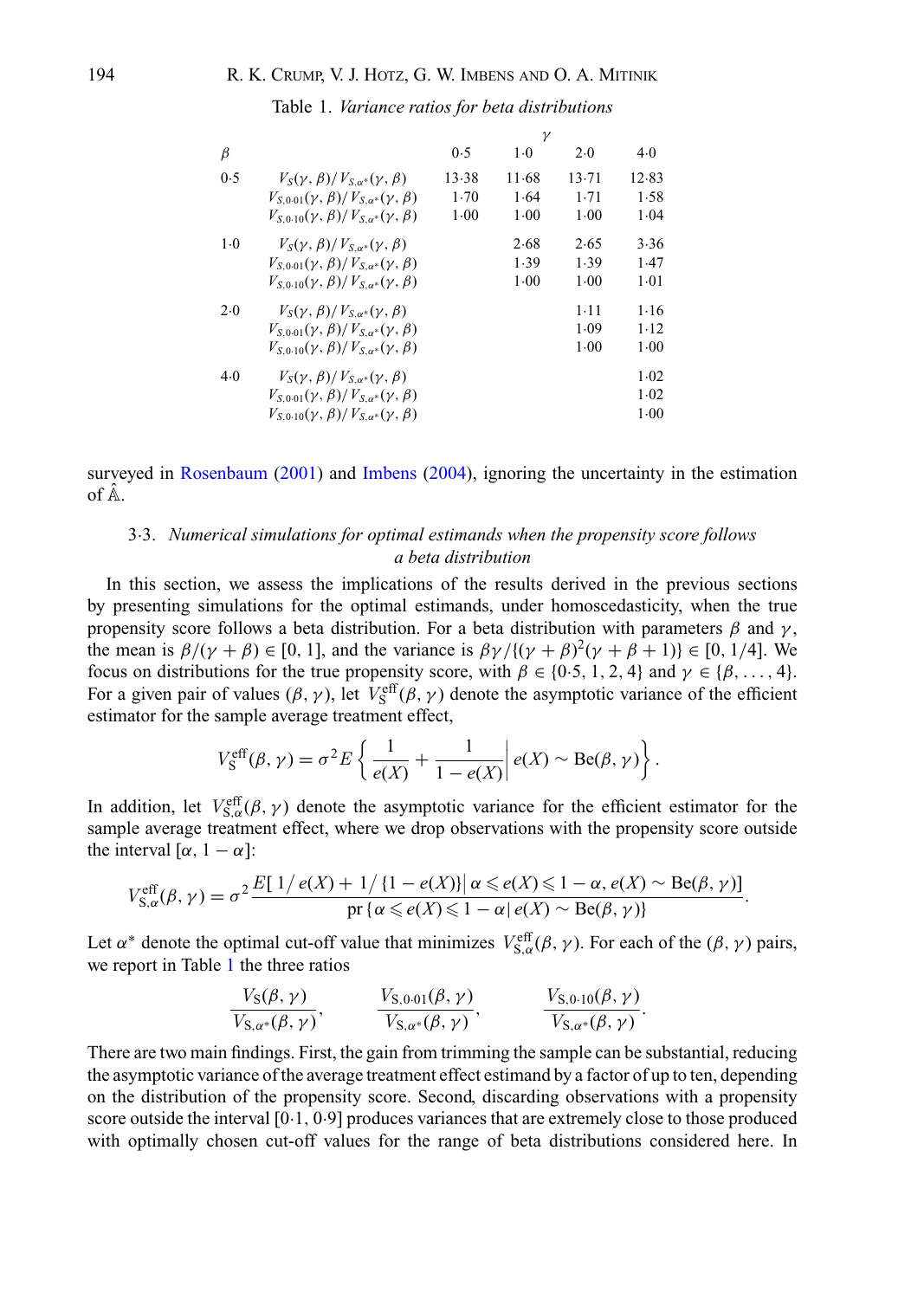Table 1. *Variance ratios for beta distributions*

| $\beta$ | | $\gamma$ 0·5 | 1·0 | 2·0 | 4·0 |
|---|---|---|---|---|---|
| 0·5 | $V_S(\gamma,\beta)/V_{S,\alpha^*}(\gamma,\beta)$ | 13·38 | 11·68 | 13·71 | 12·83 |
| | $V_{S,0\cdot 01}(\gamma,\beta)/V_{S,\alpha^*}(\gamma,\beta)$ | 1·70 | 1·64 | 1·71 | 1·58 |
| | $V_{S,0\cdot 10}(\gamma,\beta)/V_{S,\alpha^*}(\gamma,\beta)$ | 1·00 | 1·00 | 1·00 | 1·04 |
| 1·0 | $V_S(\gamma,\beta)/V_{S,\alpha^*}(\gamma,\beta)$ | | 2·68 | 2·65 | 3·36 |
| | $V_{S,0\cdot 01}(\gamma,\beta)/V_{S,\alpha^*}(\gamma,\beta)$ | | 1·39 | 1·39 | 1·47 |
| | $V_{S,0\cdot 10}(\gamma,\beta)/V_{S,\alpha^*}(\gamma,\beta)$ | | 1·00 | 1·00 | 1·01 |
| 2·0 | $V_S(\gamma,\beta)/V_{S,\alpha^*}(\gamma,\beta)$ | | | 1·11 | 1·16 |
| | $V_{S,0\cdot 01}(\gamma,\beta)/V_{S,\alpha^*}(\gamma,\beta)$ | | | 1·09 | 1·12 |
| | $V_{S,0\cdot 10}(\gamma,\beta)/V_{S,\alpha^*}(\gamma,\beta)$ | | | 1·00 | 1·00 |
| 4·0 | $V_S(\gamma,\beta)/V_{S,\alpha^*}(\gamma,\beta)$ | | | | 1·02 |
| | $V_{S,0\cdot 01}(\gamma,\beta)/V_{S,\alpha^*}(\gamma,\beta)$ | | | | 1·02 |
| | $V_{S,0\cdot 10}(\gamma,\beta)/V_{S,\alpha^*}(\gamma,\beta)$ | | | | 1·00 |

surveyed in Rosenbaum (2001) and Imbens (2004), ignoring the uncertainty in the estimation of $\hat{\mathbb{A}}$.

### 3·3. *Numerical simulations for optimal estimands when the propensity score follows a beta distribution*

In this section, we assess the implications of the results derived in the previous sections by presenting simulations for the optimal estimands, under homoscedasticity, when the true propensity score follows a beta distribution. For a beta distribution with parameters $\beta$ and $\gamma$, the mean is $\beta/(\gamma+\beta) \in [0, 1]$, and the variance is $\beta\gamma/\{(\gamma+\beta)^2(\gamma+\beta+1)\} \in [0, 1/4]$. We focus on distributions for the true propensity score, with $\beta \in \{0{\cdot}5, 1, 2, 4\}$ and $\gamma \in \{\beta, \ldots, 4\}$. For a given pair of values $(\beta, \gamma)$, let $V_S^{\text{eff}}(\beta,\gamma)$ denote the asymptotic variance of the efficient estimator for the sample average treatment effect,

$$V_S^{\text{eff}}(\beta,\gamma) = \sigma^2 E\left\{ \frac{1}{e(X)} + \frac{1}{1-e(X)} \,\middle|\, e(X) \sim \text{Be}(\beta,\gamma) \right\}.$$

In addition, let $V_{S,\alpha}^{\text{eff}}(\beta,\gamma)$ denote the asymptotic variance for the efficient estimator for the sample average treatment effect, where we drop observations with the propensity score outside the interval $[\alpha, 1-\alpha]$:

$$V_{S,\alpha}^{\text{eff}}(\beta,\gamma) = \sigma^2 \frac{E[1/e(X) + 1/\{1-e(X)\} \mid \alpha \leqslant e(X) \leqslant 1-\alpha, e(X) \sim \text{Be}(\beta,\gamma)]}{\text{pr}\{\alpha \leqslant e(X) \leqslant 1-\alpha \mid e(X) \sim \text{Be}(\beta,\gamma)\}}.$$

Let $\alpha^*$ denote the optimal cut-off value that minimizes $V_{S,\alpha}^{\text{eff}}(\beta,\gamma)$. For each of the $(\beta,\gamma)$ pairs, we report in Table 1 the three ratios

$$\frac{V_S(\beta,\gamma)}{V_{S,\alpha^*}(\beta,\gamma)}, \qquad \frac{V_{S,0\cdot 01}(\beta,\gamma)}{V_{S,\alpha^*}(\beta,\gamma)}, \qquad \frac{V_{S,0\cdot 10}(\beta,\gamma)}{V_{S,\alpha^*}(\beta,\gamma)}.$$

There are two main findings. First, the gain from trimming the sample can be substantial, reducing the asymptotic variance of the average treatment effect estimand by a factor of up to ten, depending on the distribution of the propensity score. Second, discarding observations with a propensity score outside the interval [0·1, 0·9] produces variances that are extremely close to those produced with optimally chosen cut-off values for the range of beta distributions considered here. In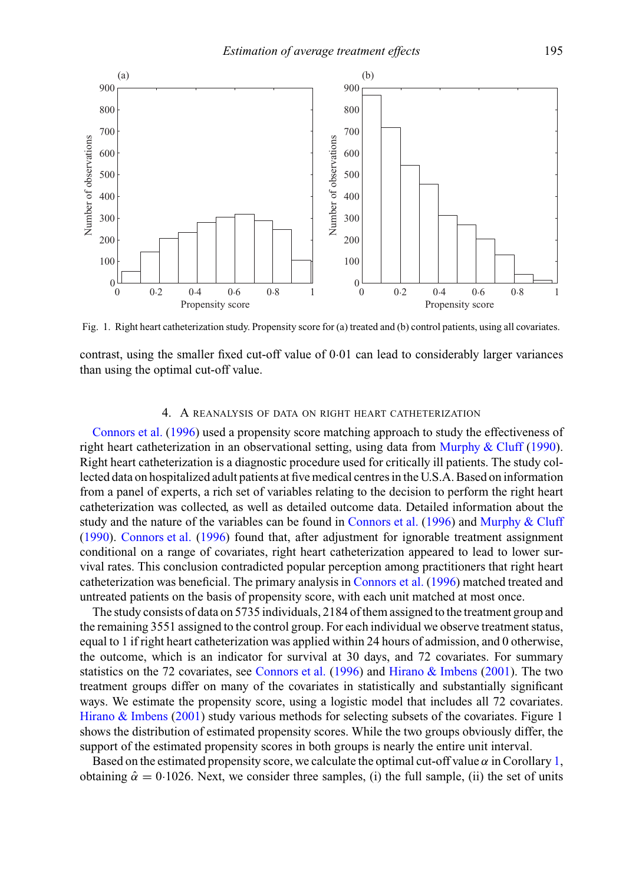Fig. 1. Right heart catheterization study. Propensity score for (a) treated and (b) control patients, using all covariates.

contrast, using the smaller fixed cut-off value of 0·01 can lead to considerably larger variances than using the optimal cut-off value.

## 4. A reanalysis of data on right heart catheterization

Connors et al. (1996) used a propensity score matching approach to study the effectiveness of right heart catheterization in an observational setting, using data from Murphy & Cluff (1990). Right heart catheterization is a diagnostic procedure used for critically ill patients. The study collected data on hospitalized adult patients at five medical centres in the U.S.A. Based on information from a panel of experts, a rich set of variables relating to the decision to perform the right heart catheterization was collected, as well as detailed outcome data. Detailed information about the study and the nature of the variables can be found in Connors et al. (1996) and Murphy & Cluff (1990). Connors et al. (1996) found that, after adjustment for ignorable treatment assignment conditional on a range of covariates, right heart catheterization appeared to lead to lower survival rates. This conclusion contradicted popular perception among practitioners that right heart catheterization was beneficial. The primary analysis in Connors et al. (1996) matched treated and untreated patients on the basis of propensity score, with each unit matched at most once.

The study consists of data on 5735 individuals, 2184 of them assigned to the treatment group and the remaining 3551 assigned to the control group. For each individual we observe treatment status, equal to 1 if right heart catheterization was applied within 24 hours of admission, and 0 otherwise, the outcome, which is an indicator for survival at 30 days, and 72 covariates. For summary statistics on the 72 covariates, see Connors et al. (1996) and Hirano & Imbens (2001). The two treatment groups differ on many of the covariates in statistically and substantially significant ways. We estimate the propensity score, using a logistic model that includes all 72 covariates. Hirano & Imbens (2001) study various methods for selecting subsets of the covariates. Figure 1 shows the distribution of estimated propensity scores. While the two groups obviously differ, the support of the estimated propensity scores in both groups is nearly the entire unit interval.

Based on the estimated propensity score, we calculate the optimal cut-off value $\alpha$ in Corollary 1, obtaining $\hat{\alpha} = 0{\cdot}1026$. Next, we consider three samples, (i) the full sample, (ii) the set of units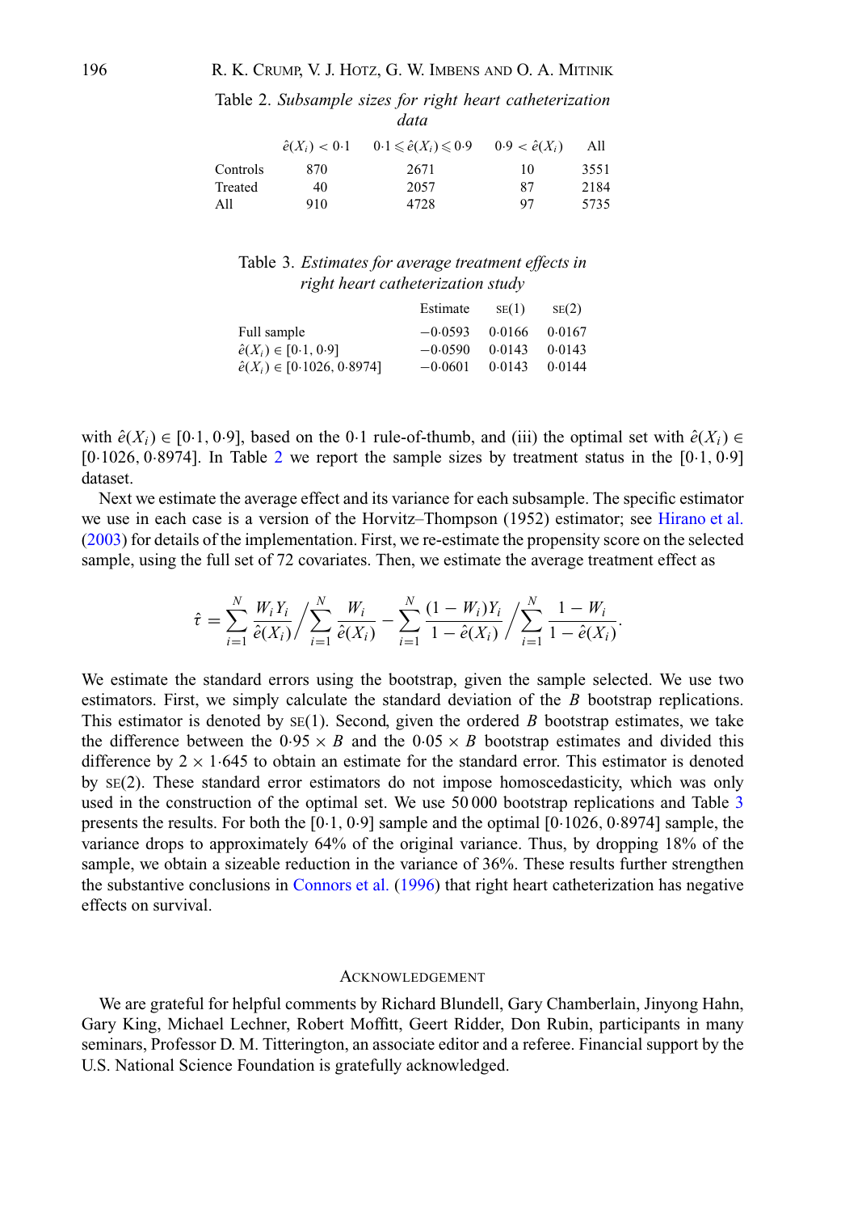Table 2. *Subsample sizes for right heart catheterization data*

| | $\hat{e}(X_i) < 0{\cdot}1$ | $0{\cdot}1 \leqslant \hat{e}(X_i) \leqslant 0{\cdot}9$ | $0{\cdot}9 < \hat{e}(X_i)$ | All |
|---|---|---|---|---|
| Controls | 870 | 2671 | 10 | 3551 |
| Treated | 40 | 2057 | 87 | 2184 |
| All | 910 | 4728 | 97 | 5735 |

Table 3. *Estimates for average treatment effects in right heart catheterization study*

| | Estimate | SE(1) | SE(2) |
|---|---|---|---|
| Full sample | −0·0593 | 0·0166 | 0·0167 |
| $\hat{e}(X_i) \in [0{\cdot}1, 0{\cdot}9]$ | −0·0590 | 0·0143 | 0·0143 |
| $\hat{e}(X_i) \in [0{\cdot}1026, 0{\cdot}8974]$ | −0·0601 | 0·0143 | 0·0144 |

with $\hat{e}(X_i) \in [0{\cdot}1, 0{\cdot}9]$, based on the 0·1 rule-of-thumb, and (iii) the optimal set with $\hat{e}(X_i) \in [0{\cdot}1026, 0{\cdot}8974]$. In Table 2 we report the sample sizes by treatment status in the [0·1, 0·9] dataset.

Next we estimate the average effect and its variance for each subsample. The specific estimator we use in each case is a version of the Horvitz–Thompson (1952) estimator; see Hirano et al. (2003) for details of the implementation. First, we re-estimate the propensity score on the selected sample, using the full set of 72 covariates. Then, we estimate the average treatment effect as

$$\hat{\tau} = \sum_{i=1}^{N} \frac{W_i Y_i}{\hat{e}(X_i)} \Big/ \sum_{i=1}^{N} \frac{W_i}{\hat{e}(X_i)} - \sum_{i=1}^{N} \frac{(1 - W_i) Y_i}{1 - \hat{e}(X_i)} \Big/ \sum_{i=1}^{N} \frac{1 - W_i}{1 - \hat{e}(X_i)}.$$

We estimate the standard errors using the bootstrap, given the sample selected. We use two estimators. First, we simply calculate the standard deviation of the $B$ bootstrap replications. This estimator is denoted by SE(1). Second, given the ordered $B$ bootstrap estimates, we take the difference between the $0{\cdot}95 \times B$ and the $0{\cdot}05 \times B$ bootstrap estimates and divided this difference by $2 \times 1{\cdot}645$ to obtain an estimate for the standard error. This estimator is denoted by SE(2). These standard error estimators do not impose homoscedasticity, which was only used in the construction of the optimal set. We use 50 000 bootstrap replications and Table 3 presents the results. For both the [0·1, 0·9] sample and the optimal [0·1026, 0·8974] sample, the variance drops to approximately 64% of the original variance. Thus, by dropping 18% of the sample, we obtain a sizeable reduction in the variance of 36%. These results further strengthen the substantive conclusions in Connors et al. (1996) that right heart catheterization has negative effects on survival.

## Acknowledgement

We are grateful for helpful comments by Richard Blundell, Gary Chamberlain, Jinyong Hahn, Gary King, Michael Lechner, Robert Moffitt, Geert Ridder, Don Rubin, participants in many seminars, Professor D. M. Titterington, an associate editor and a referee. Financial support by the U.S. National Science Foundation is gratefully acknowledged.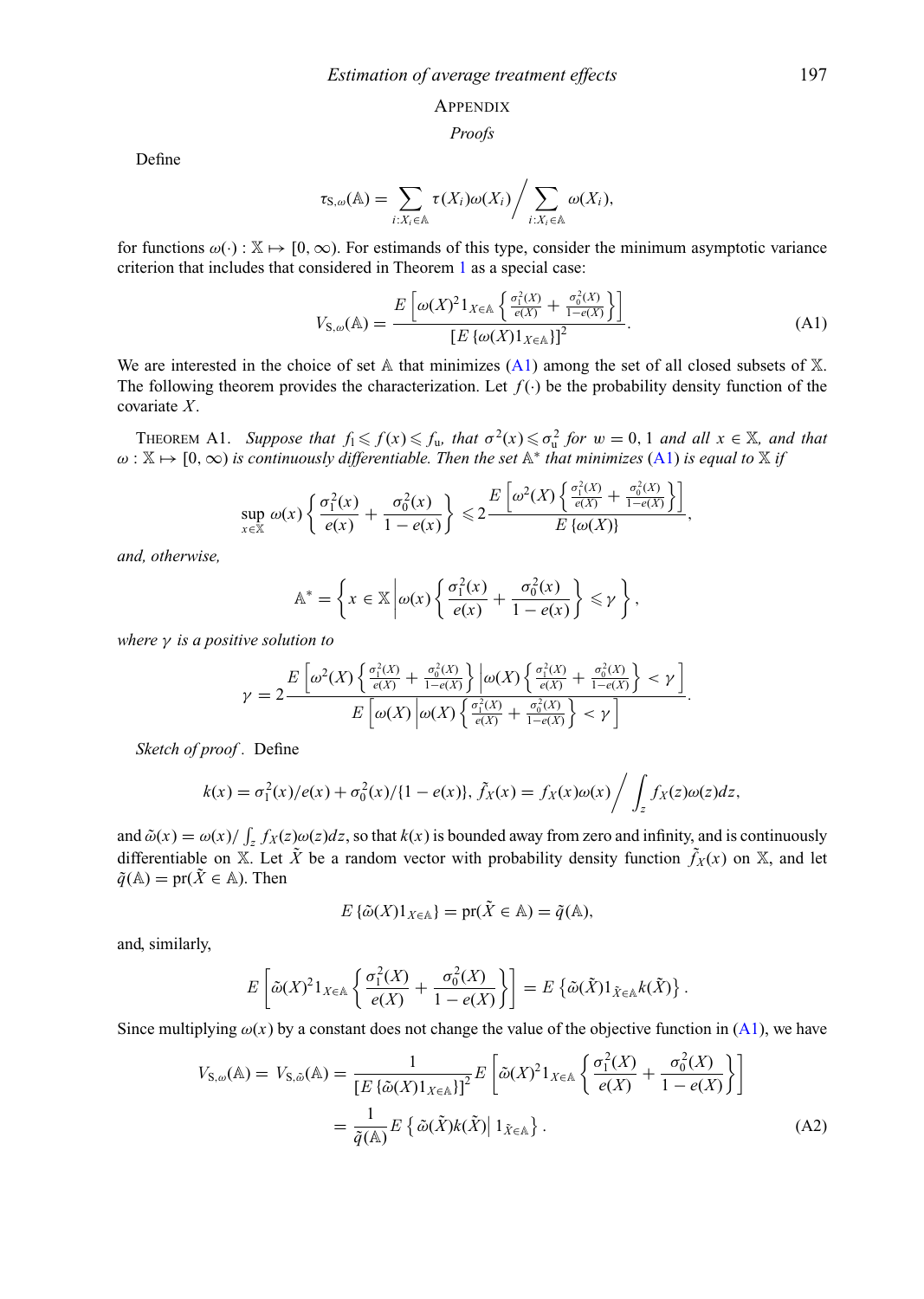## Appendix

### Proofs

Define

$$\tau_{S,\omega}(\mathbb{A}) = \sum_{i:X_i\in\mathbb{A}} \tau(X_i)\omega(X_i) \Big/ \sum_{i:X_i\in\mathbb{A}} \omega(X_i),$$

for functions $\omega(\cdot) : \mathbb{X} \mapsto [0, \infty)$. For estimands of this type, consider the minimum asymptotic variance criterion that includes that considered in Theorem 1 as a special case:

$$V_{S,\omega}(\mathbb{A}) = \frac{E\left[\omega(X)^2 1_{X\in\mathbb{A}}\left\{\frac{\sigma_1^2(X)}{e(X)} + \frac{\sigma_0^2(X)}{1-e(X)}\right\}\right]}{\left[E\left\{\omega(X)1_{X\in\mathbb{A}}\right\}\right]^2}. \tag{A1}$$

We are interested in the choice of set $\mathbb{A}$ that minimizes (A1) among the set of all closed subsets of $\mathbb{X}$. The following theorem provides the characterization. Let $f(\cdot)$ be the probability density function of the covariate $X$.

Theorem A1. *Suppose that $f_l \leqslant f(x) \leqslant f_u$, that $\sigma^2(x) \leqslant \sigma_u^2$ for $w = 0, 1$ and all $x \in \mathbb{X}$, and that $\omega : \mathbb{X} \mapsto [0, \infty)$ is continuously differentiable. Then the set $\mathbb{A}^*$ that minimizes (A1) is equal to $\mathbb{X}$ if*

$$\sup_{x\in\mathbb{X}} \omega(x)\left\{\frac{\sigma_1^2(x)}{e(x)} + \frac{\sigma_0^2(x)}{1-e(x)}\right\} \leqslant 2\frac{E\left[\omega^2(X)\left\{\frac{\sigma_1^2(X)}{e(X)} + \frac{\sigma_0^2(X)}{1-e(X)}\right\}\right]}{E\left\{\omega(X)\right\}},$$

*and, otherwise,*

$$\mathbb{A}^* = \left\{x \in \mathbb{X} \,\middle|\, \omega(x)\left\{\frac{\sigma_1^2(x)}{e(x)} + \frac{\sigma_0^2(x)}{1-e(x)}\right\} \leqslant \gamma\right\},$$

*where $\gamma$ is a positive solution to*

$$\gamma = 2\frac{E\left[\omega^2(X)\left\{\frac{\sigma_1^2(X)}{e(X)} + \frac{\sigma_0^2(X)}{1-e(X)}\right\} \,\middle|\, \omega(X)\left\{\frac{\sigma_1^2(X)}{e(X)} + \frac{\sigma_0^2(X)}{1-e(X)}\right\} < \gamma\right]}{E\left[\omega(X) \,\middle|\, \omega(X)\left\{\frac{\sigma_1^2(X)}{e(X)} + \frac{\sigma_0^2(X)}{1-e(X)}\right\} < \gamma\right]}.$$

*Sketch of proof.* Define

$$k(x) = \sigma_1^2(x)/e(x) + \sigma_0^2(x)/\{1-e(x)\},\ \tilde{f}_X(x) = f_X(x)\omega(x) \Big/ \int_z f_X(z)\omega(z)dz,$$

and $\tilde{\omega}(x) = \omega(x)/\int_z f_X(z)\omega(z)dz$, so that $k(x)$ is bounded away from zero and infinity, and is continuously differentiable on $\mathbb{X}$. Let $\tilde{X}$ be a random vector with probability density function $\tilde{f}_X(x)$ on $\mathbb{X}$, and let $\tilde{q}(\mathbb{A}) = \text{pr}(\tilde{X} \in \mathbb{A})$. Then

$$E\left\{\tilde{\omega}(X)1_{X\in\mathbb{A}}\right\} = \text{pr}(\tilde{X} \in \mathbb{A}) = \tilde{q}(\mathbb{A}),$$

and, similarly,

$$E\left[\tilde{\omega}(X)^2 1_{X\in\mathbb{A}}\left\{\frac{\sigma_1^2(X)}{e(X)} + \frac{\sigma_0^2(X)}{1-e(X)}\right\}\right] = E\left\{\tilde{\omega}(\tilde{X})1_{\tilde{X}\in\mathbb{A}}k(\tilde{X})\right\}.$$

Since multiplying $\omega(x)$ by a constant does not change the value of the objective function in (A1), we have

$$\begin{aligned} V_{S,\omega}(\mathbb{A}) = V_{S,\tilde{\omega}}(\mathbb{A}) &= \frac{1}{\left[E\left\{\tilde{\omega}(X)1_{X\in\mathbb{A}}\right\}\right]^2} E\left[\tilde{\omega}(X)^2 1_{X\in\mathbb{A}}\left\{\frac{\sigma_1^2(X)}{e(X)} + \frac{\sigma_0^2(X)}{1-e(X)}\right\}\right] \\ &= \frac{1}{\tilde{q}(\mathbb{A})} E\left\{\tilde{\omega}(\tilde{X})k(\tilde{X}) \middle| 1_{\tilde{X}\in\mathbb{A}}\right\}. \end{aligned} \tag{A2}$$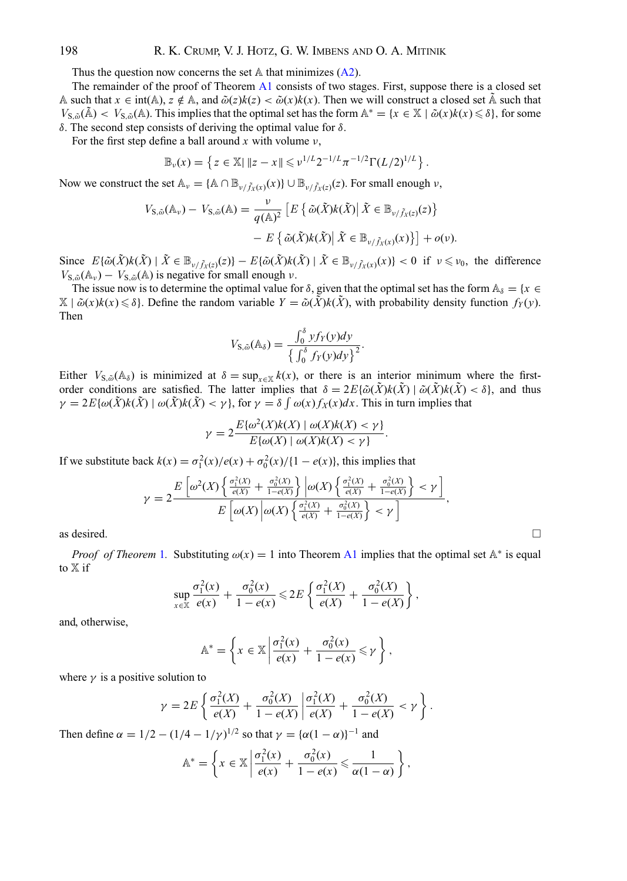Thus the question now concerns the set $\mathbb{A}$ that minimizes (A2).

The remainder of the proof of Theorem A1 consists of two stages. First, suppose there is a closed set $\mathbb{A}$ such that $x \in \text{int}(\mathbb{A})$, $z \notin \mathbb{A}$, and $\tilde{\omega}(z)k(z) < \tilde{\omega}(x)k(x)$. Then we will construct a closed set $\tilde{\mathbb{A}}$ such that $V_{\text{S},\tilde{\omega}}(\tilde{\mathbb{A}}) < V_{\text{S},\tilde{\omega}}(\mathbb{A})$. This implies that the optimal set has the form $\mathbb{A}^* = \{x \in \mathbb{X} \mid \tilde{\omega}(x)k(x) \leqslant \delta\}$, for some $\delta$. The second step consists of deriving the optimal value for $\delta$.

For the first step define a ball around $x$ with volume $\nu$,

$$\mathbb{B}_\nu(x) = \left\{ z \in \mathbb{X} | \; \|z - x\| \leqslant \nu^{1/L} 2^{-1/L} \pi^{-1/2} \Gamma(L/2)^{1/L} \right\}.$$

Now we construct the set $\mathbb{A}_\nu = \{\mathbb{A} \cap \mathbb{B}_{\nu/\tilde{f}_X(x)}(x)\} \cup \mathbb{B}_{\nu/\tilde{f}_X(z)}(z)$. For small enough $\nu$,

$$V_{\text{S},\tilde{\omega}}(\mathbb{A}_\nu) - V_{\text{S},\tilde{\omega}}(\mathbb{A}) = \frac{\nu}{q(\mathbb{A})^2} \left[ E\left\{ \tilde{\omega}(\tilde{X})k(\tilde{X}) \middle| \tilde{X} \in \mathbb{B}_{\nu/\tilde{f}_X(z)}(z) \right\} - E\left\{ \tilde{\omega}(\tilde{X})k(\tilde{X}) \middle| \tilde{X} \in \mathbb{B}_{\nu/\tilde{f}_X(x)}(x) \right\} \right] + o(\nu).$$

Since $E\{\tilde{\omega}(\tilde{X})k(\tilde{X}) \mid \tilde{X} \in \mathbb{B}_{\nu/\tilde{f}_X(z)}(z)\} - E\{\tilde{\omega}(\tilde{X})k(\tilde{X}) \mid \tilde{X} \in \mathbb{B}_{\nu/\tilde{f}_X(x)}(x)\} < 0$ if $\nu \leqslant \nu_0$, the difference $V_{\text{S},\tilde{\omega}}(\mathbb{A}_\nu) - V_{\text{S},\tilde{\omega}}(\mathbb{A})$ is negative for small enough $\nu$.

The issue now is to determine the optimal value for $\delta$, given that the optimal set has the form $\mathbb{A}_\delta = \{x \in \mathbb{X} \mid \tilde{\omega}(x)k(x) \leqslant \delta\}$. Define the random variable $Y = \tilde{\omega}(\tilde{X})k(\tilde{X})$, with probability density function $f_Y(y)$. Then

$$V_{\text{S},\tilde{\omega}}(\mathbb{A}_\delta) = \frac{\int_0^\delta y f_Y(y) dy}{\left\{ \int_0^\delta f_Y(y) dy \right\}^2}.$$

Either $V_{\text{S},\tilde{\omega}}(\mathbb{A}_\delta)$ is minimized at $\delta = \sup_{x \in \mathbb{X}} k(x)$, or there is an interior minimum where the first-order conditions are satisfied. The latter implies that $\delta = 2E\{\tilde{\omega}(\tilde{X})k(\tilde{X}) \mid \tilde{\omega}(\tilde{X})k(\tilde{X}) < \delta\}$, and thus $\gamma = 2E\{\omega(\tilde{X})k(\tilde{X}) \mid \omega(\tilde{X})k(\tilde{X}) < \gamma\}$, for $\gamma = \delta \int \omega(x) f_X(x) dx$. This in turn implies that

$$\gamma = 2\frac{E\{\omega^2(X)k(X) \mid \omega(X)k(X) < \gamma\}}{E\{\omega(X) \mid \omega(X)k(X) < \gamma\}}.$$

If we substitute back $k(x) = \sigma_1^2(x)/e(x) + \sigma_0^2(x)/\{1 - e(x)\}$, this implies that

$$\gamma = 2\frac{E\left[\omega^2(X)\left\{\frac{\sigma_1^2(X)}{e(X)} + \frac{\sigma_0^2(X)}{1-e(X)}\right\} \middle| \omega(X)\left\{\frac{\sigma_1^2(X)}{e(X)} + \frac{\sigma_0^2(X)}{1-e(X)}\right\} < \gamma\right]}{E\left[\omega(X) \middle| \omega(X)\left\{\frac{\sigma_1^2(X)}{e(X)} + \frac{\sigma_0^2(X)}{1-e(X)}\right\} < \gamma\right]},$$

as desired. □

*Proof of Theorem* 1. Substituting $\omega(x) = 1$ into Theorem A1 implies that the optimal set $\mathbb{A}^*$ is equal to $\mathbb{X}$ if

$$\sup_{x \in \mathbb{X}} \frac{\sigma_1^2(x)}{e(x)} + \frac{\sigma_0^2(x)}{1 - e(x)} \leqslant 2E\left\{\frac{\sigma_1^2(X)}{e(X)} + \frac{\sigma_0^2(X)}{1 - e(X)}\right\},$$

and, otherwise,

$$\mathbb{A}^* = \left\{ x \in \mathbb{X} \middle| \frac{\sigma_1^2(x)}{e(x)} + \frac{\sigma_0^2(x)}{1 - e(x)} \leqslant \gamma \right\},$$

where $\gamma$ is a positive solution to

$$\gamma = 2E\left\{\frac{\sigma_1^2(X)}{e(X)} + \frac{\sigma_0^2(X)}{1 - e(X)} \middle| \frac{\sigma_1^2(X)}{e(X)} + \frac{\sigma_0^2(X)}{1 - e(X)} < \gamma\right\}.$$

Then define $\alpha = 1/2 - (1/4 - 1/\gamma)^{1/2}$ so that $\gamma = \{\alpha(1 - \alpha)\}^{-1}$ and

$$\mathbb{A}^* = \left\{ x \in \mathbb{X} \middle| \frac{\sigma_1^2(x)}{e(x)} + \frac{\sigma_0^2(x)}{1 - e(x)} \leqslant \frac{1}{\alpha(1 - \alpha)} \right\},$$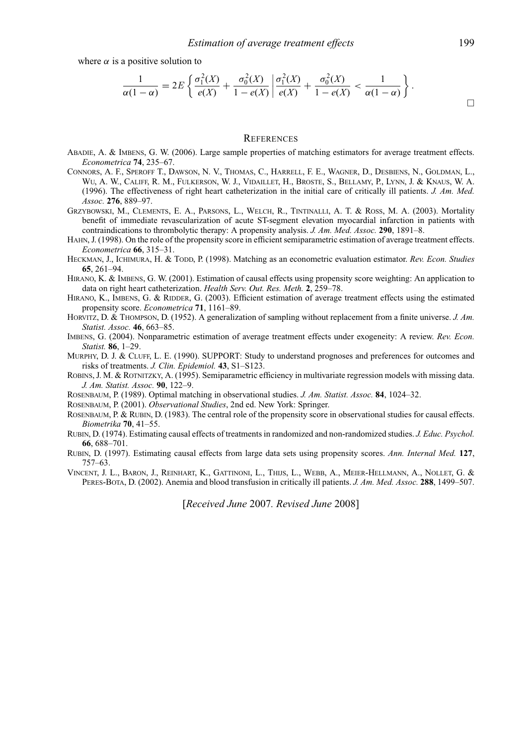where $\alpha$ is a positive solution to

$$\frac{1}{\alpha(1-\alpha)} = 2E\left\{ \frac{\sigma_1^2(X)}{e(X)} + \frac{\sigma_0^2(X)}{1-e(X)} \,\middle|\, \frac{\sigma_1^2(X)}{e(X)} + \frac{\sigma_0^2(X)}{1-e(X)} < \frac{1}{\alpha(1-\alpha)} \right\}.$$

□

## References

Abadie, A. & Imbens, G. W. (2006). Large sample properties of matching estimators for average treatment effects. *Econometrica* **74**, 235–67.

Connors, A. F., Speroff T., Dawson, N. V., Thomas, C., Harrell, F. E., Wagner, D., Desbiens, N., Goldman, L., Wu, A. W., Califf, R. M., Fulkerson, W. J., Vidaillet, H., Broste, S., Bellamy, P., Lynn, J. & Knaus, W. A. (1996). The effectiveness of right heart catheterization in the initial care of critically ill patients. *J. Am. Med. Assoc.* **276**, 889–97.

Grzybowski, M., Clements, E. A., Parsons, L., Welch, R., Tintinalli, A. T. & Ross, M. A. (2003). Mortality benefit of immediate revascularization of acute ST-segment elevation myocardial infarction in patients with contraindications to thrombolytic therapy: A propensity analysis. *J. Am. Med. Assoc.* **290**, 1891–8.

Hahn, J. (1998). On the role of the propensity score in efficient semiparametric estimation of average treatment effects. *Econometrica* **66**, 315–31.

Heckman, J., Ichimura, H. & Todd, P. (1998). Matching as an econometric evaluation estimator. *Rev. Econ. Studies* **65**, 261–94.

Hirano, K. & Imbens, G. W. (2001). Estimation of causal effects using propensity score weighting: An application to data on right heart catheterization. *Health Serv. Out. Res. Meth.* **2**, 259–78.

Hirano, K., Imbens, G. & Ridder, G. (2003). Efficient estimation of average treatment effects using the estimated propensity score. *Econometrica* **71**, 1161–89.

Horvitz, D. & Thompson, D. (1952). A generalization of sampling without replacement from a finite universe. *J. Am. Statist. Assoc.* **46**, 663–85.

Imbens, G. (2004). Nonparametric estimation of average treatment effects under exogeneity: A review. *Rev. Econ. Statist.* **86**, 1–29.

Murphy, D. J. & Cluff, L. E. (1990). SUPPORT: Study to understand prognoses and preferences for outcomes and risks of treatments. *J. Clin. Epidemiol.* **43**, S1–S123.

Robins, J. M. & Rotnitzky, A. (1995). Semiparametric efficiency in multivariate regression models with missing data. *J. Am. Statist. Assoc.* **90**, 122–9.

Rosenbaum, P. (1989). Optimal matching in observational studies. *J. Am. Statist. Assoc.* **84**, 1024–32.

Rosenbaum, P. (2001). *Observational Studies*, 2nd ed. New York: Springer.

Rosenbaum, P. & Rubin, D. (1983). The central role of the propensity score in observational studies for causal effects. *Biometrika* **70**, 41–55.

Rubin, D. (1974). Estimating causal effects of treatments in randomized and non-randomized studies. *J. Educ. Psychol.* **66**, 688–701.

Rubin, D. (1997). Estimating causal effects from large data sets using propensity scores. *Ann. Internal Med.* **127**, 757–63.

Vincent, J. L., Baron, J., Reinhart, K., Gattinoni, L., Thijs, L., Webb, A., Meier-Hellmann, A., Nollet, G. & Peres-Bota, D. (2002). Anemia and blood transfusion in critically ill patients. *J. Am. Med. Assoc.* **288**, 1499–507.

[*Received June* 2007. *Revised June* 2008]